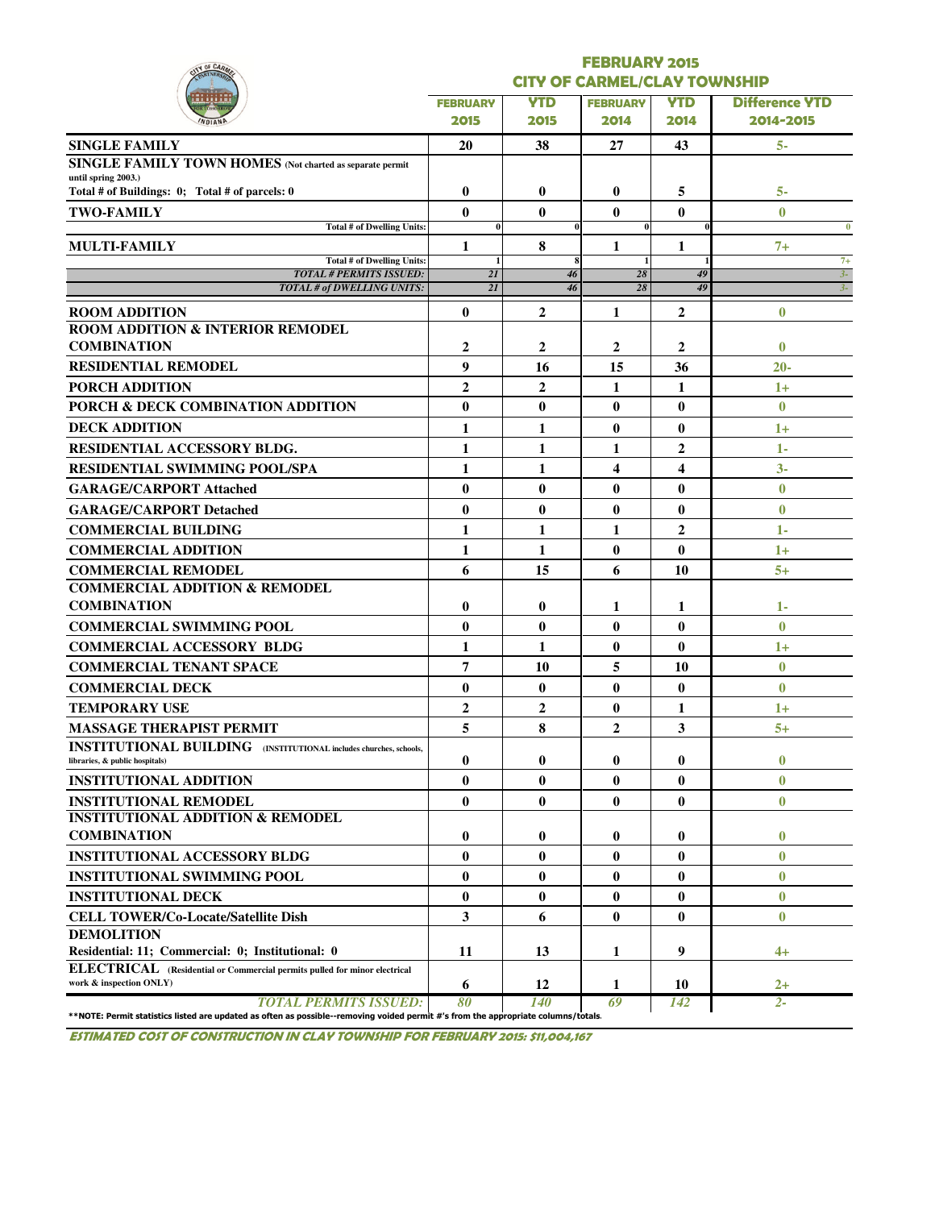# FEBRUARY 2015
## CITY OF CARMEL/CLAY TOWNSHIP

| | FEBRUARY 2015 | YTD 2015 | FEBRUARY 2014 | YTD 2014 | Difference YTD 2014-2015 |
|---|---|---|---|---|---|
| **SINGLE FAMILY** | 20 | 38 | 27 | 43 | 5- |
| **SINGLE FAMILY TOWN HOMES** (Not charted as separate permit until spring 2003.) Total # of Buildings: 0; Total # of parcels: 0 | 0 | 0 | 0 | 5 | 5- |
| **TWO-FAMILY** | 0 | 0 | 0 | 0 | 0 |
| Total # of Dwelling Units: | 0 | 0 | 0 | 0 | 0 |
| **MULTI-FAMILY** | 1 | 8 | 1 | 1 | 7+ |
| Total # of Dwelling Units: | 1 | 8 | 1 | 1 | 7+ |
| *TOTAL # PERMITS ISSUED:* | 21 | 46 | 28 | 49 | 3- |
| *TOTAL # of DWELLING UNITS:* | 21 | 46 | 28 | 49 | 3- |
| **ROOM ADDITION** | 0 | 2 | 1 | 2 | 0 |
| **ROOM ADDITION & INTERIOR REMODEL COMBINATION** | 2 | 2 | 2 | 2 | 0 |
| **RESIDENTIAL REMODEL** | 9 | 16 | 15 | 36 | 20- |
| **PORCH ADDITION** | 2 | 2 | 1 | 1 | 1+ |
| **PORCH & DECK COMBINATION ADDITION** | 0 | 0 | 0 | 0 | 0 |
| **DECK ADDITION** | 1 | 1 | 0 | 0 | 1+ |
| **RESIDENTIAL ACCESSORY BLDG.** | 1 | 1 | 1 | 2 | 1- |
| **RESIDENTIAL SWIMMING POOL/SPA** | 1 | 1 | 4 | 4 | 3- |
| **GARAGE/CARPORT Attached** | 0 | 0 | 0 | 0 | 0 |
| **GARAGE/CARPORT Detached** | 0 | 0 | 0 | 0 | 0 |
| **COMMERCIAL BUILDING** | 1 | 1 | 1 | 2 | 1- |
| **COMMERCIAL ADDITION** | 1 | 1 | 0 | 0 | 1+ |
| **COMMERCIAL REMODEL** | 6 | 15 | 6 | 10 | 5+ |
| **COMMERCIAL ADDITION & REMODEL COMBINATION** | 0 | 0 | 1 | 1 | 1- |
| **COMMERCIAL SWIMMING POOL** | 0 | 0 | 0 | 0 | 0 |
| **COMMERCIAL ACCESSORY BLDG** | 1 | 1 | 0 | 0 | 1+ |
| **COMMERCIAL TENANT SPACE** | 7 | 10 | 5 | 10 | 0 |
| **COMMERCIAL DECK** | 0 | 0 | 0 | 0 | 0 |
| **TEMPORARY USE** | 2 | 2 | 0 | 1 | 1+ |
| **MASSAGE THERAPIST PERMIT** | 5 | 8 | 2 | 3 | 5+ |
| **INSTITUTIONAL BUILDING** (INSTITUTIONAL includes churches, schools, libraries, & public hospitals) | 0 | 0 | 0 | 0 | 0 |
| **INSTITUTIONAL ADDITION** | 0 | 0 | 0 | 0 | 0 |
| **INSTITUTIONAL REMODEL** | 0 | 0 | 0 | 0 | 0 |
| **INSTITUTIONAL ADDITION & REMODEL COMBINATION** | 0 | 0 | 0 | 0 | 0 |
| **INSTITUTIONAL ACCESSORY BLDG** | 0 | 0 | 0 | 0 | 0 |
| **INSTITUTIONAL SWIMMING POOL** | 0 | 0 | 0 | 0 | 0 |
| **INSTITUTIONAL DECK** | 0 | 0 | 0 | 0 | 0 |
| **CELL TOWER/Co-Locate/Satellite Dish** | 3 | 6 | 0 | 0 | 0 |
| **DEMOLITION** Residential: 11; Commercial: 0; Institutional: 0 | 11 | 13 | 1 | 9 | 4+ |
| **ELECTRICAL** (Residential or Commercial permits pulled for minor electrical work & inspection ONLY) | 6 | 12 | 1 | 10 | 2+ |
| *TOTAL PERMITS ISSUED:* | 80 | 140 | 69 | 142 | 2- |

**NOTE: Permit statistics listed are updated as often as possible--removing voided permit #'s from the appropriate columns/totals.

***ESTIMATED COST OF CONSTRUCTION IN CLAY TOWNSHIP FOR FEBRUARY 2015: $11,004,167***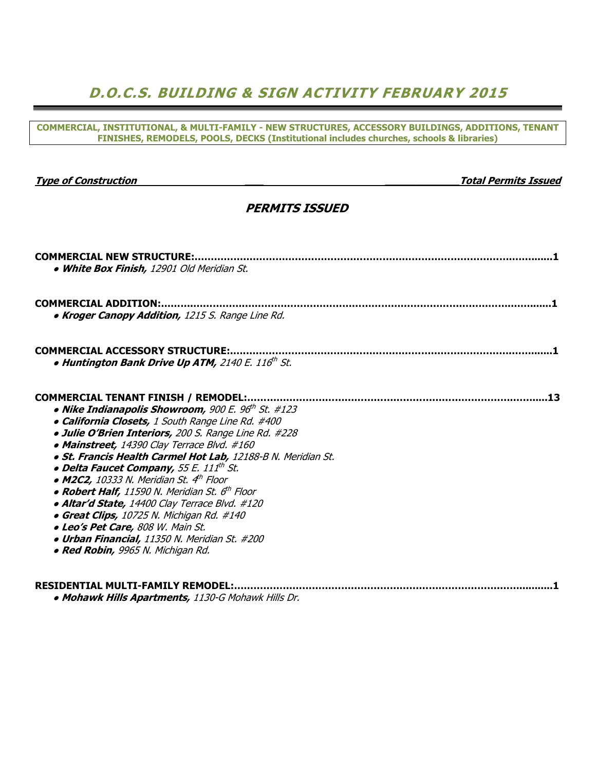# *D.O.C.S. BUILDING & SIGN ACTIVITY FEBRUARY 2015*

**COMMERCIAL, INSTITUTIONAL, & MULTI-FAMILY - NEW STRUCTURES, ACCESSORY BUILDINGS, ADDITIONS, TENANT FINISHES, REMODELS, POOLS, DECKS (Institutional includes churches, schools & libraries)**

***Type of Construction*** ***Total Permits Issued***

## *PERMITS ISSUED*

**COMMERCIAL NEW STRUCTURE:..............................................................................................................1**

- ***White Box Finish,*** *12901 Old Meridian St.*

**COMMERCIAL ADDITION:.......................................................................................................................1**

- ***Kroger Canopy Addition,*** *1215 S. Range Line Rd.*

**COMMERCIAL ACCESSORY STRUCTURE:..................................................................................................1**

- ***Huntington Bank Drive Up ATM,*** *2140 E. 116th St.*

**COMMERCIAL TENANT FINISH / REMODEL:...........................................................................................13**

- ***Nike Indianapolis Showroom,*** *900 E. 96th St. #123*
- ***California Closets,*** *1 South Range Line Rd. #400*
- ***Julie O'Brien Interiors,*** *200 S. Range Line Rd. #228*
- ***Mainstreet,*** *14390 Clay Terrace Blvd. #160*
- ***St. Francis Health Carmel Hot Lab,*** *12188-B N. Meridian St.*
- ***Delta Faucet Company,*** *55 E. 111th St.*
- ***M2C2,*** *10333 N. Meridian St. 4th Floor*
- ***Robert Half,*** *11590 N. Meridian St. 6th Floor*
- ***Altar'd State,*** *14400 Clay Terrace Blvd. #120*
- ***Great Clips,*** *10725 N. Michigan Rd. #140*
- ***Leo's Pet Care,*** *808 W. Main St.*
- ***Urban Financial,*** *11350 N. Meridian St. #200*
- ***Red Robin,*** *9965 N. Michigan Rd.*

**RESIDENTIAL MULTI-FAMILY REMODEL:....................................................................................................1**

- ***Mohawk Hills Apartments,*** *1130-G Mohawk Hills Dr.*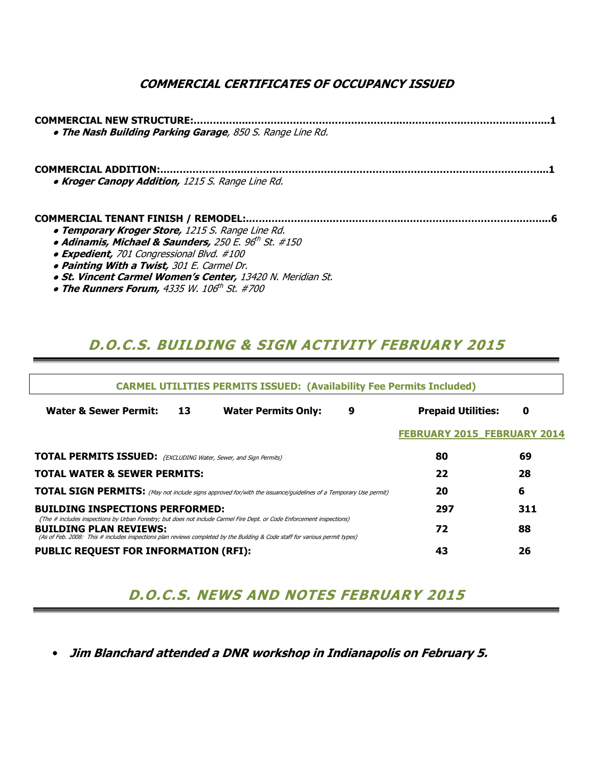## COMMERCIAL CERTIFICATES OF OCCUPANCY ISSUED

**COMMERCIAL NEW STRUCTURE:.....................................................................................................................1**

- ***The Nash Building Parking Garage**, 850 S. Range Line Rd.*

**COMMERCIAL ADDITION:.............................................................................................................................1**

- ***Kroger Canopy Addition,** 1215 S. Range Line Rd.*

**COMMERCIAL TENANT FINISH / REMODEL:...............................................................................................6**

- ***Temporary Kroger Store,** 1215 S. Range Line Rd.*
- ***Adinamis, Michael & Saunders,** 250 E. 96th St. #150*
- ***Expedient,** 701 Congressional Blvd. #100*
- ***Painting With a Twist,** 301 E. Carmel Dr.*
- ***St. Vincent Carmel Women's Center,** 13420 N. Meridian St.*
- ***The Runners Forum,** 4335 W. 106th St. #700*

## D.O.C.S. BUILDING & SIGN ACTIVITY FEBRUARY 2015

**CARMEL UTILITIES PERMITS ISSUED: (Availability Fee Permits Included)**

**Water & Sewer Permit:** 13 **Water Permits Only:** 9 **Prepaid Utilities:** 0

| | FEBRUARY 2015 | FEBRUARY 2014 |
|---|---|---|
| **TOTAL PERMITS ISSUED:** *(EXCLUDING Water, Sewer, and Sign Permits)* | 80 | 69 |
| **TOTAL WATER & SEWER PERMITS:** | 22 | 28 |
| **TOTAL SIGN PERMITS:** *(May not include signs approved for/with the issuance/guidelines of a Temporary Use permit)* | 20 | 6 |
| **BUILDING INSPECTIONS PERFORMED:** *(The # includes inspections by Urban Forestry; but does not include Carmel Fire Dept. or Code Enforcement inspections)* | 297 | 311 |
| **BUILDING PLAN REVIEWS:** *(As of Feb. 2008: This # includes inspections plan reviews completed by the Building & Code staff for various permit types)* | 72 | 88 |
| **PUBLIC REQUEST FOR INFORMATION (RFI):** | 43 | 26 |

## D.O.C.S. NEWS AND NOTES FEBRUARY 2015

- ***Jim Blanchard attended a DNR workshop in Indianapolis on February 5.***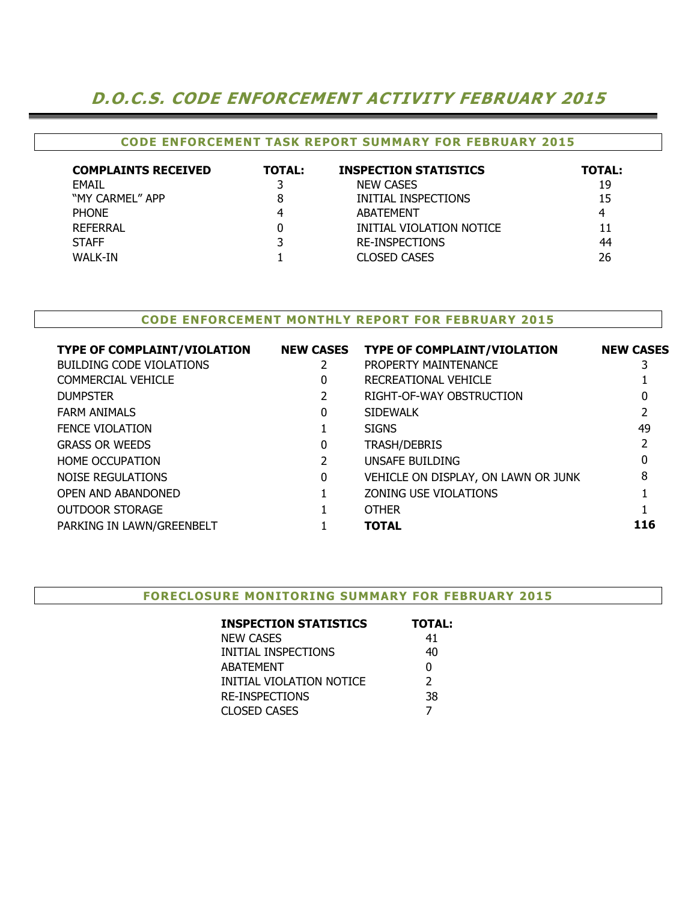# D.O.C.S. CODE ENFORCEMENT ACTIVITY FEBRUARY 2015

## CODE ENFORCEMENT TASK REPORT SUMMARY FOR FEBRUARY 2015

| COMPLAINTS RECEIVED | TOTAL: | INSPECTION STATISTICS | TOTAL: |
|---|---|---|---|
| EMAIL | 3 | NEW CASES | 19 |
| "MY CARMEL" APP | 8 | INITIAL INSPECTIONS | 15 |
| PHONE | 4 | ABATEMENT | 4 |
| REFERRAL | 0 | INITIAL VIOLATION NOTICE | 11 |
| STAFF | 3 | RE-INSPECTIONS | 44 |
| WALK-IN | 1 | CLOSED CASES | 26 |

## CODE ENFORCEMENT MONTHLY REPORT FOR FEBRUARY 2015

| TYPE OF COMPLAINT/VIOLATION | NEW CASES | TYPE OF COMPLAINT/VIOLATION | NEW CASES |
|---|---|---|---|
| BUILDING CODE VIOLATIONS | 2 | PROPERTY MAINTENANCE | 3 |
| COMMERCIAL VEHICLE | 0 | RECREATIONAL VEHICLE | 1 |
| DUMPSTER | 2 | RIGHT-OF-WAY OBSTRUCTION | 0 |
| FARM ANIMALS | 0 | SIDEWALK | 2 |
| FENCE VIOLATION | 1 | SIGNS | 49 |
| GRASS OR WEEDS | 0 | TRASH/DEBRIS | 2 |
| HOME OCCUPATION | 2 | UNSAFE BUILDING | 0 |
| NOISE REGULATIONS | 0 | VEHICLE ON DISPLAY, ON LAWN OR JUNK | 8 |
| OPEN AND ABANDONED | 1 | ZONING USE VIOLATIONS | 1 |
| OUTDOOR STORAGE | 1 | OTHER | 1 |
| PARKING IN LAWN/GREENBELT | 1 | **TOTAL** | **116** |

## FORECLOSURE MONITORING SUMMARY FOR FEBRUARY 2015

| INSPECTION STATISTICS | TOTAL: |
|---|---|
| NEW CASES | 41 |
| INITIAL INSPECTIONS | 40 |
| ABATEMENT | 0 |
| INITIAL VIOLATION NOTICE | 2 |
| RE-INSPECTIONS | 38 |
| CLOSED CASES | 7 |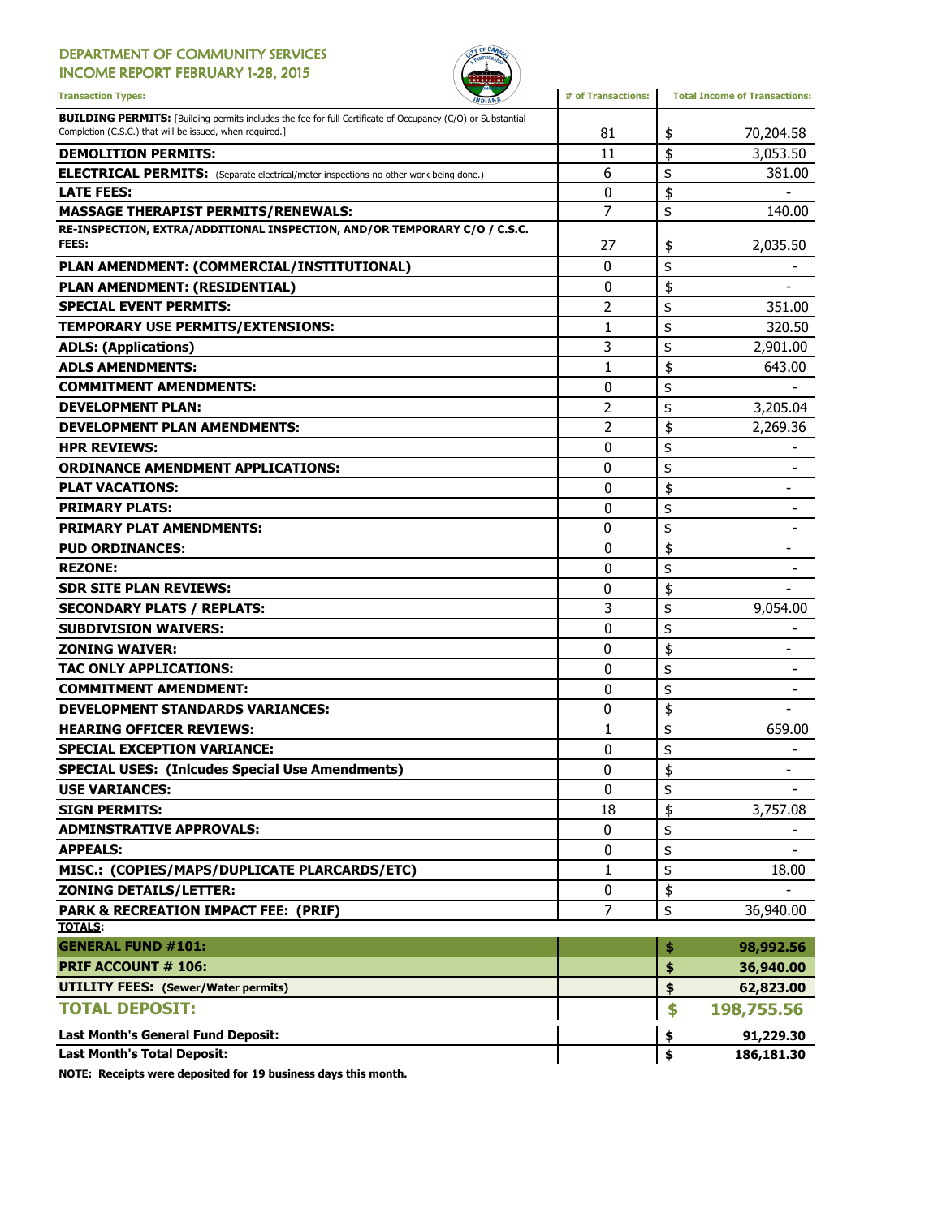# DEPARTMENT OF COMMUNITY SERVICES
## INCOME REPORT FEBRUARY 1-28, 2015

| Transaction Types: | # of Transactions: | Total Income of Transactions: |
|---|---|---|
| **BUILDING PERMITS:** [Building permits includes the fee for full Certificate of Occupancy (C/O) or Substantial Completion (C.S.C.) that will be issued, when required.] | 81 | $ 70,204.58 |
| **DEMOLITION PERMITS:** | 11 | $ 3,053.50 |
| **ELECTRICAL PERMITS:** (Separate electrical/meter inspections-no other work being done.) | 6 | $ 381.00 |
| **LATE FEES:** | 0 | $ - |
| **MASSAGE THERAPIST PERMITS/RENEWALS:** | 7 | $ 140.00 |
| **RE-INSPECTION, EXTRA/ADDITIONAL INSPECTION, AND/OR TEMPORARY C/O / C.S.C. FEES:** | 27 | $ 2,035.50 |
| **PLAN AMENDMENT: (COMMERCIAL/INSTITUTIONAL)** | 0 | $ - |
| **PLAN AMENDMENT: (RESIDENTIAL)** | 0 | $ - |
| **SPECIAL EVENT PERMITS:** | 2 | $ 351.00 |
| **TEMPORARY USE PERMITS/EXTENSIONS:** | 1 | $ 320.50 |
| **ADLS: (Applications)** | 3 | $ 2,901.00 |
| **ADLS AMENDMENTS:** | 1 | $ 643.00 |
| **COMMITMENT AMENDMENTS:** | 0 | $ - |
| **DEVELOPMENT PLAN:** | 2 | $ 3,205.04 |
| **DEVELOPMENT PLAN AMENDMENTS:** | 2 | $ 2,269.36 |
| **HPR REVIEWS:** | 0 | $ - |
| **ORDINANCE AMENDMENT APPLICATIONS:** | 0 | $ - |
| **PLAT VACATIONS:** | 0 | $ - |
| **PRIMARY PLATS:** | 0 | $ - |
| **PRIMARY PLAT AMENDMENTS:** | 0 | $ - |
| **PUD ORDINANCES:** | 0 | $ - |
| **REZONE:** | 0 | $ - |
| **SDR SITE PLAN REVIEWS:** | 0 | $ - |
| **SECONDARY PLATS / REPLATS:** | 3 | $ 9,054.00 |
| **SUBDIVISION WAIVERS:** | 0 | $ - |
| **ZONING WAIVER:** | 0 | $ - |
| **TAC ONLY APPLICATIONS:** | 0 | $ - |
| **COMMITMENT AMENDMENT:** | 0 | $ - |
| **DEVELOPMENT STANDARDS VARIANCES:** | 0 | $ - |
| **HEARING OFFICER REVIEWS:** | 1 | $ 659.00 |
| **SPECIAL EXCEPTION VARIANCE:** | 0 | $ - |
| **SPECIAL USES: (Inlcudes Special Use Amendments)** | 0 | $ - |
| **USE VARIANCES:** | 0 | $ - |
| **SIGN PERMITS:** | 18 | $ 3,757.08 |
| **ADMINSTRATIVE APPROVALS:** | 0 | $ - |
| **APPEALS:** | 0 | $ - |
| **MISC.: (COPIES/MAPS/DUPLICATE PLARCARDS/ETC)** | 1 | $ 18.00 |
| **ZONING DETAILS/LETTER:** | 0 | $ - |
| **PARK & RECREATION IMPACT FEE: (PRIF)** | 7 | $ 36,940.00 |
| **TOTALS:** | | |
| **GENERAL FUND #101:** | | **$ 98,992.56** |
| **PRIF ACCOUNT # 106:** | | **$ 36,940.00** |
| **UTILITY FEES: (Sewer/Water permits)** | | **$ 62,823.00** |
| **TOTAL DEPOSIT:** | | **$ 198,755.56** |
| **Last Month's General Fund Deposit:** | | **$ 91,229.30** |
| **Last Month's Total Deposit:** | | **$ 186,181.30** |

**NOTE: Receipts were deposited for 19 business days this month.**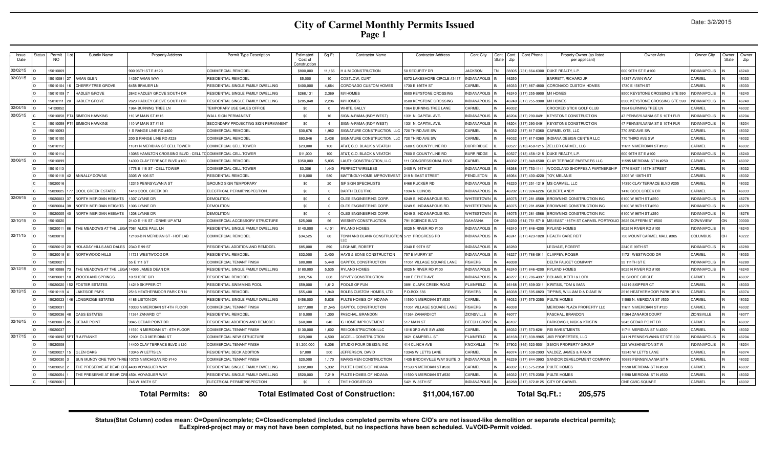# City of Carmel Monthly Permits Issued

Page 1

Date: 3/2/2015

| Issue Date | Status | Permit NO | Lot | Subdiv Name | Property Address | Permit Type Description | Estimated Cost of Construction | Sq Ft | Contractor Name | Contractor Address | Cont.City | Cont. State | Cont. Zip | Cont.Phone | Propety Owner (as listed per applicant) | Owner Adrs | Owner City | Owner State | Owner Zip |
|---|---|---|---|---|---|---|---|---|---|---|---|---|---|---|---|---|---|---|---|
| 02/02/15 | O | 15010069 | | | 900 96TH ST E #123 | COMMERCIAL REMODEL | $800,000 | 11,165 | H & M CONSTRUCTION | 50 SECURITY DR | JACKSON | TN | 38305 | (731) 664-6300 | DUKE REALTY, L.P. | 600 96TH ST E #100 | INDIANAPOLIS | IN | 46240 |
| 02/03/15 | O | 15010091 | 27 | AVIAN GLEN | 14397 AVIAN WAY | RESIDENTIAL REMODEL | $5,000 | 10 | COSTLOW, CURT | 8372 LAKESHORE CIRCLE #3417 | INDIANAPOLIS | IN | 46250 | | BARRETT, RICHARD JR | 14397 AVIAN WAY | CARMEL | IN | 46033 |
| | O | 15010104 | 16 | CHERRY TREE GROVE | 6458 BRAUER LN | RESIDENTIAL SINGLE FAMILY DWELLING | $400,000 | 4,664 | CORONADO CUSTOM HOMES | 1730 E 156TH ST | CARMEL | IN | 46033 | (317) 867-4800 | CORONADO CUSTOM HOMES | 1730 E 156TH ST | CARMEL | IN | 46033 |
| | O | 15010109 | 7 | HADLEY GROVE | 2642 HADLEY GROVE SOUTH DR | RESIDENTIAL SINGLE FAMILY DWELLING | $268,131 | 2,369 | M/I HOMES | 8500 KEYSTONE CROSSING | INDIANAPOLIS | IN | 46240 | (317) 255-9900 | M/I HOMES | 8500 KEYSTONE CROSSING STE 590 | INDIANAPOLIS | IN | 46240 |
| | O | 15010111 | 20 | HADLEY GROVE | 2629 HADLEY GROVE SOUTH DR | RESIDENTIAL SINGLE FAMILY DWELLING | $285,048 | 2,296 | M/I HOMES | 8500 KEYSTONE CROSSING | INDIANAPOLIS | IN | 46240 | (317) 255-9900 | M/I HOMES | 8500 KEYSTONE CROSSING STE 590 | INDIANAPOLIS | IN | 46240 |
| 02/04/15 | O | 14120052 | | | 1964 BURNING TREE LN | TEMPORARY USE SALES OFFICE | $0 | 0 | WHITE, SALLY | 1964 BURNING TREE LANE | CARMEL | IN | 46032 | | CROOKED STICK GOLF CLUB | 1964 BURNING TREE LN | CARMEL | IN | 46032 |
| 02/05/15 | C | 15010058 | PT4 | SIMEON HAWKINS | 110 W MAIN ST #115 | WALL SIGN PERMANENT | $0 | 16 | SIGN-A-RAMA (INDY WEST) | 1331 N. CAPITAL AVE. | INDIANAPOLIS | IN | 46204 | (317) 290-0491 | KEYSTONE CONSTRUCTION | 47 PENNSYLVANIA ST S 10TH FLR | INDIANAPOLIS | IN | 46204 |
| | C | 15010059 | PT4 | SIMEON HAWKINS | 110 W MAIN ST #115 | SECONDARY PROJECTING SIGN PERMANENT | $0 | 4 | SIGN-A-RAMA (INDY WEST) | 1331 N. CAPITAL AVE. | INDIANAPOLIS | IN | 46204 | (317) 290-0491 | KEYSTONE CONSTRUCTION | 47 PENNSYLVANIA ST S 10TH FLR | INDIANAPOLIS | IN | 46204 |
| | O | 15010093 | | | 1 S RANGE LINE RD #400 | COMMERCIAL REMODEL | $30,676 | 1,962 | SIGNATURE CONSTRUCTION, LLC | 720 THIRD AVE SW | CARMEL | IN | 46032 | (317) 817-0360 | CARMEL OTS, LLC | 770 3RD AVE SW | CARMEL | IN | 46032 |
| | O | 15010100 | | | 200 S RANGE LINE RD #228 | COMMERCIAL REMODEL | $93,546 | 2,438 | SIGNATURE CONSTRUCTION, LLC | 720 THIRD AVE SW | CARMEL | IN | 46032 | (317) 817-0360 | INDIANA DESIGN CENTER LLC | 770 THIRD AVE SW | CARMEL | IN | 46032 |
| | O | 15010112 | | | 11611 N MERIDIAN ST CELL TOWER | COMMERCIAL CELL TOWER | $23,000 | 100 | AT&T, C.O. BLACK & VEATCH | 7600 S COUNTY LINE RD | BURR RIDGE | IL | 60527 | (913) 458-1215 | ZELLER CARMEL, LLC | 11611 N MERIDIAN ST #120 | CARMEL | IN | 46032 |
| | O | 15010114 | | | 13085 HAMILTON CROSSING BLVD - CELL TO | COMMERCIAL CELL TOWER | $11,000 | 100 | AT&T, C.O. BLACK & VEATCH | 7600 S COUNTY LINE RD | BURR RIDGE | IL | 60527 | (913) 458-1215 | DUKE REALTY, L.P. | 600 96TH ST E #100 | INDIANAPOLIS | IN | 46240 |
| 02/06/15 | O | 15010099 | | | 14390 CLAY TERRACE BLVD #160 | COMMERCIAL REMODEL | $350,000 | 5,835 | LAUTH CONSTRUCTION, LLC | 111 CONGRESSIONAL BLVD | CARMEL | IN | 46032 | (317) 848-6500 | CLAY TERRACE PARTNERS LLC | 11595 MERIDIAN ST N #250 | CARMEL | IN | 46032 |
| | O | 15010113 | | | 1776 E 116 ST - CELL TOWER | COMMERCIAL CELL TOWER | $3,306 | 1,440 | PERFECT WIRELESS | 3405 W 96TH ST | INDIANAPOLIS | IN | 46268 | (317) 753-1141 | WOODLAND SHOPPES A PARTNERSHIP | 1776 EAST 116TH STREET | CARMEL | IN | 46032 |
| | O | 15010118 | 42 | ANNALLY DOWNS | 3305 W 106 ST | RESIDENTIAL REMODEL | $10,000 | 580 | MATTINGLY HOME IMPROVEMENT | 219 N EAST STREET | PENDLETON | IN | 46064 | (317) 430-4220 | TOY, MELANIE | 3305 W 106TH ST | CARMEL | IN | 46032 |
| | C | 15020016 | | | 12315 PENNSYLVANIA ST | GROUND SIGN TEMPORARY | $0 | 20 | ISF SIGN SPECIALISTS | 6468 RUCKER RD | INDIANAPOLIS | IN | 46220 | (317) 251-1219 | MS CARMEL, LLC | 14390 CLAY TERRACE BLVD #205 | CARMEL | IN | 46032 |
| | C | 15020025 | 177 | COOL CREEK ESTATES | 1418 COOL CREEK DR | ELECTRICAL PERMIT/INSPECTION | $0 | 0 | BARTH ELECTRIC | 1934 N ILLINOIS | INDIANAPOLIS | IN | 46202 | (317) 924-6226 | GILBERT, ANDY | 1418 COOL CREEK DR | CARMEL | IN | 46033 |
| 02/09/15 | O | 15020003 | 37 | NORTH MERIDIAN HEIGHTS | 1307 LYNNE DR | DEMOLITION | $0 | 0 | OLES ENGINEERING CORP. | 6249 S. INDIANAPOLIS RD. | WHITESTOWN | IN | 46075 | (317) 281-0568 | BROWNING CONSTRUCTION INC | 6100 W 96TH ST #250 | INDIANAPOLIS | IN | 46278 |
| | O | 15020004 | 38 | NORTH MERIDIAN HEIGHTS | 1306 LYNNE DR | DEMOLITION | $0 | 0 | OLES ENGINEERING CORP. | 6249 S. INDIANAPOLIS RD. | WHITESTOWN | IN | 46075 | (317) 281-0568 | BROWNING CONSTRUCTION INC | 6100 W 96TH ST #250 | INDIANAPOLIS | IN | 46278 |
| | O | 15020005 | 40 | NORTH MERIDIAN HEIGHTS | 1208 LYNNE DR | DEMOLITION | $0 | 0 | OLES ENGINEERING CORP. | 6249 S. INDIANAPOLIS RD. | WHITESTOWN | IN | 46075 | (317) 281-0568 | BROWNING CONSTRUCTION INC | 6100 W 96TH ST #250 | INDIANAPOLIS | IN | 46278 |
| 02/10/15 | O | 15010020 | | | 2140 E 116 ST - DRIVE UP ATM | COMMERCIAL ACCESSORY STRUCTURE | $25,000 | 56 | WESNEY CONSTRUCTION | 791 SCIENCE BLVD | GAHANNA | OH | 43230 | (614) 751-5710 | MSI EAST 116TH ST CARMEL PORTFOLIO | 3625 DUFFERIN ST #500 | DOWNVIEW | ON | 00000 |
| | O | 15020011 | 86 | THE MEADOWS AT THE LEGA | 7061 ALICE PAUL LN | RESIDENTIAL SINGLE FAMILY DWELLING | $140,000 | 4,101 | RYLAND HOMES | 9025 N RIVER RD #100 | INDIANAPOLIS | IN | 46240 | (317) 846-4200 | RYLAND HOMES | 9025 N RIVER RD #100 | INDIANAPOLIS | IN | 46240 |
| 02/11/15 | O | 15020010 | | | 12188-B N MERIDIAN ST - HOT LAB | COMMERCIAL REMODEL | $34,525 | 60 | TONN AND BLANK CONSTRUCTION LLC | 5721 PROGRESS RD | INDIANAPOLIS | IN | 46241 | (317) 423-1020 | HEALTH CARE REIT | 750 MOUNT CARMEL MALL #305 | COLUMBUS | OH | 43222 |
| | O | 15020012 | 20 | HOLADAY HILLS AND DALES | 2340 E 99 ST | RESIDENTIAL ADDITION AND REMODEL | $85,000 | 890 | LEGHAIE, ROBERT | 2340 E 99TH ST | INDIANAPOLIS | IN | 46280 | | LEGHAIE, ROBERT | 2340 E 99TH ST | INDIANAPOLIS | IN | 46280 |
| | O | 15020019 | 81 | NORTHWOOD HILLS | 11721 WESTWOOD DR | RESIDENTIAL REMODEL | $32,000 | 2,400 | HAYS & SONS CONSTRUCTION | 757 E MURRY ST | INDIANAPOLIS | IN | 46227 | (317) 788-0911 | CLAFFEY, ROGER | 11721 WESTWOOD DR | CARMEL | IN | 46033 |
| | O | 15020021 | | | 55 E 111 ST | COMMERCIAL TENANT FINISH | $80,000 | 5,448 | CAPITOL CONSTRUCTION | 11051 VILLAGE SQUARE LANE | FISHERS | IN | 46038 | | DELTA FAUCET COMPANY | 55 111TH ST E | INDIANAPOLIS | IN | 46280 |
| 02/12/15 | O | 15010088 | 73 | THE MEADOWS AT THE LEGA | 14095 JAMES DEAN DR | RESIDENTIAL SINGLE FAMILY DWELLING | $180,000 | 5,535 | RYLAND HOMES | 9025 N RIVER RD #100 | INDIANAPOLIS | IN | 46240 | (317) 846-4200 | RYLAND HOMES | 9025 N RIVER RD #100 | INDIANAPOLIS | IN | 46240 |
| | O | 15020001 | 10 | WOODLAND SPRINGS | 10 SHORE CIR | RESIDENTIAL REMODEL | $83,756 | 608 | SPIVEY CONSTRUCTION | 108 E EPLER AVE | INDIANAPOLIS | IN | 46227 | (317) 786-4337 | BOLAND, KEITH & LORI | 10 SHORE CIRCLE | CARMEL | IN | 46032 |
| | O | 15020020 | 152 | FOSTER ESTATES | 14219 SKIPPER CT | RESIDENTIAL SWIMMING POOL | $59,000 | 1,612 | POOLS OF FUN | 3891 CLARK CREEK ROAD | PLAINFIELD | IN | 46168 | (317) 839-3311 | KIRITSIS, TOM & IMAN | 14219 SKIPPER CT | CARMEL | IN | 46033 |
| 02/13/15 | O | 15010119 | 4 | LAKESIDE PARK | 2516 HEATHERMOOR PARK DR N | RESIDENTIAL REMODEL | $55,400 | 1,940 | BOLES CUSTOM HOMES, LTD | P.O.BOX 556 | FISHERS | IN | 46038 | (317) 595-0823 | TIPPINS, WILLIAM D & DIANE W | 2516 HEATHERMOOR PARK DR N | CARMEL | IN | 46074 |
| | O | 15020023 | 146 | LONGRIDGE ESTATES | 4186 LISTON DR | RESIDENTIAL SINGLE FAMILY DWELLING | $458,000 | 5,836 | PULTE HOMES OF INDIANA | 11590 N MERIDIAN ST #530 | CARMEL | IN | 46032 | (317) 575-2350 | PULTE HOMES | 11590 N. MERIDIAN ST #530 | CARMEL | IN | 46032 |
| | O | 15020031 | | | 10333 N MERIDIAN ST 4TH FLOOR | COMMERCIAL TENANT FINISH | $277,000 | 21,545 | CAPITOL CONSTRUCTION | 11051 VILLAGE SQUARE LANE | FISHERS | IN | 46038 | | MERIDIAN PLAZA PROPERTY LLC | 11611 N MERIDIAN ST #120 | CARMEL | IN | 46032 |
| | O | 15020036 | 48 | CASS ESTATES | 11364 ZANARDI CT | RESIDENTIAL REMODEL | $10,000 | 1,300 | PASCHAL, BRANDON | 11364 ZANARDI CT | ZIONSVILLE | IN | 46077 | | PASCHAL, BRANDON | 11364 ZANARDI COURT | ZIONSVILLE | IN | 46077 |
| 02/16/15 | O | 15020007 | 85 | CEDAR POINT | 9845 CEDAR POINT DR | RESIDENTIAL ADDITION AND REMODEL | $60,000 | 840 | IG HOME IMPROVEMENT | 517 MAIN ST | BEECH GROVE | IN | 46107 | | PARKOVICH, NICK & KRISTIN | 9845 CEDAR POINT DR | CARMEL | IN | 46032 |
| | O | 15020037 | | | 11590 N MERIDIAN ST - 6TH FLOOR | COMMERCIAL TENANT FINISH | $130,000 | 1,602 | REI CONSTRUCTION LLC | 1016 3RD AVE SW #200 | CARMEL | IN | 46032 | (317) 573-6281 | REI INVESTMENTS | 11711 MERIDIAN ST N #200 | CARMEL | IN | 46032 |
| 02/17/15 | O | 15010092 | 5PT | R A FRANKE | 12901 OLD MERIDIAN ST | COMMERCIAL NEW STRUCTURE | $23,000 | 4,500 | ACCELL CONSTRUCTION | 3621 CAMPBELL ST. | PLAINFIELD | IN | 46168 | (317) 838-9965 | JKB PROPERTIES, LLC | 241 N PENNSYLVANIA ST STE 300 | INDIANAPOLIS | IN | 46204 |
| | O | 15020008 | | | 14400 CLAY TERRACE BLVD #120 | COMMERCIAL TENANT FINISH | $1,200,000 | 6,306 | STUDIO FOUR DESIGN, INC | 414 CLINCH AVE | KNOXVILLE | TN | 37902 | (865) 523-5001 | SIMON PROPERTY GROUP | 225 WASHINGTON ST W | INDIANAPOLIS | IN | 46204 |
| | O | 15020027 | 15 | GLEN OAKS | 13345 W LETTS LN | RESIDENTIAL DECK ADDITION | $7,800 | 500 | JEFFERSON, DAVID | 13345 W LETTS LANE | CARMEL | IN | 46074 | (317) 538-2993 | VALDEZ, JAMES & RANDI | 13345 W LETTS LANE | CARMEL | IN | 46074 |
| | O | 15020030 | 3 | SUN MUNDY ONE TWO THREE | 10725 N MICHIGAN RD #140 | COMMERCIAL TENANT FINISH | $20,000 | 1,170 | MARKSMEN CONSTRUCTION | 1435 BROOKVILLE WAY SUITE D | INDIANAPOLIS | IN | 46239 | (317) 844-3993 | SANDOR DEVELOPMENT COMPANY | 10689 PENNSYLVANIA ST N | CARMEL | IN | 46032 |
| | O | 15020052 | 2 | THE PRESERVE AT BEAR CRE | 4498 VOYAGUER WAY | RESIDENTIAL SINGLE FAMILY DWELLING | $332,000 | 5,332 | PULTE HOMES OF INDIANA | 11590 N MERIDIAN ST #530 | CARMEL | IN | 46032 | (317) 575-2350 | PULTE HOMES | 11590 MERIDIAN ST N #530 | CARMEL | IN | 46032 |
| | O | 15020054 | 1 | THE PRESERVE AT BEAR CRE | 4504 VOYAGUER WAY | RESIDENTIAL SINGLE FAMILY DWELLING | $520,000 | 7,219 | PULTE HOMES OF INDIANA | 11590 N MERIDIAN ST #530 | CARMEL | IN | 46032 | (317) 575-2350 | PULTE HOMES | 11590 MERIDIAN ST N #530 | CARMEL | IN | 46032 |
| | C | 15020061 | | | 746 W 136TH ST | ELECTRICAL PERMIT/INSPECTION | $0 | 0 | THE HOOSIER CO | 5421 W 86TH ST | INDIANAPOLIS | IN | 46268 | (317) 872-8125 | CITY OF CARMEL | ONE CIVIC SQUARE | CARMEL | IN | 46032 |

**Total Permits: 80** **Total Estimated Cost of Construction: $11,004,167.00** **Total Sq.Ft.: 205,575**

**Status(Stat Column) codes mean: O=Open/incomplete; C=Closed/completed (includes completed permits where C/O's are not issued-like demolition or separate electrical permits); E=Expired-project may or may not have been completed, but no inspections have been scheduled. V=VOID-Permit voided.**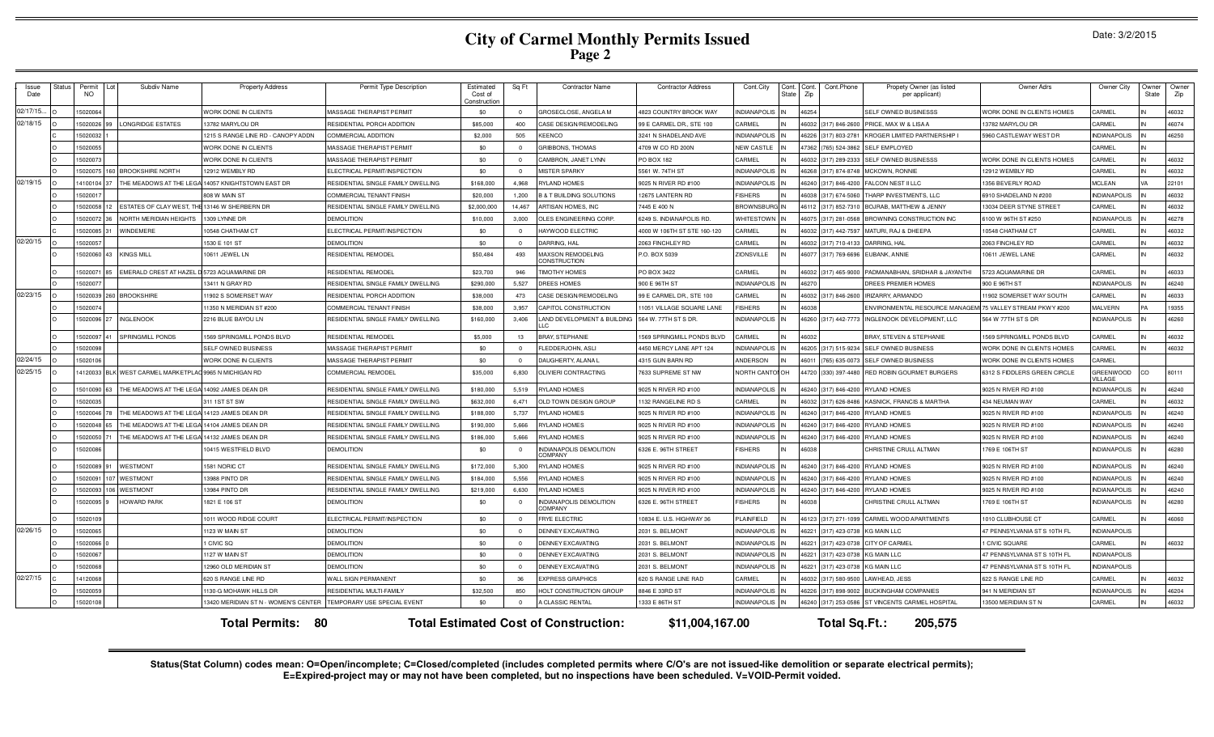# City of Carmel Monthly Permits Issued
## Page 2

Date: 3/2/2015

| Issue Date | Status | Permit NO | Lot | Subdiv Name | Property Address | Permit Type Description | Estimated Cost of Construction | Sq Ft | Contractor Name | Contractor Address | Cont.City | Cont. State | Cont. Zip | Cont.Phone | Propety Owner (as listed per applicant) | Owner Adrs | Owner City | Owner State | Owner Zip |
|---|---|---|---|---|---|---|---|---|---|---|---|---|---|---|---|---|---|---|---|
| 02/17/15... | O | 15020064 | | | WORK DONE IN CLIENTS | MASSAGE THERAPIST PERMIT | $0 | 0 | GROSECLOSE, ANGELA M | 4823 COUNTRY BROOK WAY | INDIANAPOLIS | IN | 46254 | | SELF OWNED BUSINESSS | WORK DONE IN CLIENTS HOMES | CARMEL | IN | 46032 |
| 02/18/15 | O | 15020026 | 99 | LONGRIDGE ESTATES | 13782 MARYLOU DR | RESIDENTIAL PORCH ADDITION | $85,000 | 400 | CASE DESIGN/REMODELING | 99 E CARMEL DR., STE 100 | CARMEL | IN | 46032 | (317) 846-2600 | PRICE, MAX W & LISA A | 13782 MARYLOU DR | CARMEL | IN | 46074 |
| | C | 15020032 | 1 | | 1215 S RANGE LINE RD - CANOPY ADDN | COMMERCIAL ADDITION | $2,000 | 505 | KEENCO | 3241 N SHADELAND AVE | INDIANAPOLIS | IN | 46226 | (317) 803-2781 | KROGER LIMITED PARTNERSHIP I | 5960 CASTLEWAY WEST DR | INDIANAPOLIS | IN | 46250 |
| | O | 15020055 | | | WORK DONE IN CLIENTS | MASSAGE THERAPIST PERMIT | $0 | 0 | GRIBBONS, THOMAS | 4709 W CO RD 200N | NEW CASTLE | IN | 47362 | (765) 524-3862 | SELF EMPLOYED | | CARMEL | IN | |
| | O | 15020073 | | | WORK DONE IN CLIENTS | MASSAGE THERAPIST PERMIT | $0 | 0 | CAMBRON, JANET LYNN | PO BOX 182 | CARMEL | IN | 46032 | (317) 289-2333 | SELF OWNED BUSINESSS | WORK DONE IN CLIENTS HOMES | CARMEL | IN | 46032 |
| | O | 15020075 | 160 | BROOKSHIRE NORTH | 12912 WEMBLY RD | ELECTRICAL PERMIT/INSPECTION | $0 | 0 | MISTER SPARKY | 5561 W. 74TH ST | INDIANAPOLIS | IN | 46268 | (317) 874-8748 | MCKOWN, RONNIE | 12912 WEMBLY RD | CARMEL | IN | 46032 |
| 02/19/15 | O | 14100104 | 37 | THE MEADOWS AT THE LEGA | 14057 KNIGHTSTOWN EAST DR | RESIDENTIAL SINGLE FAMILY DWELLING | $168,000 | 4,968 | RYLAND HOMES | 9025 N RIVER RD #100 | INDIANAPOLIS | IN | 46240 | (317) 846-4200 | FALCON NEST II LLC | 1356 BEVERLY ROAD | MCLEAN | VA | 22101 |
| | O | 15020017 | | | 808 W MAIN ST | COMMERCIAL TENANT FINISH | $20,000 | 1,200 | B & T BUILDING SOLUTIONS | 12675 LANTERN RD | FISHERS | IN | 46038 | (317) 674-5060 | THARP INVESTMENTS, LLC | 6910 SHADELAND N #200 | INDIANAPOLIS | IN | 46032 |
| | O | 15020058 | 12 | ESTATES OF CLAY WEST, THE | 13146 W SHERBERN DR | RESIDENTIAL SINGLE FAMILY DWELLING | $2,000,000 | 14,467 | ARTISAN HOMES, INC | 7445 E 400 N | BROWNSBURG | IN | 46112 | (317) 852-7310 | BOJRAB, MATTHEW & JENNY | 13034 DEER STYNE STREET | CARMEL | IN | 46032 |
| | O | 15020072 | 36 | NORTH MERIDIAN HEIGHTS | 1309 LYNNE DR | DEMOLITION | $10,000 | 3,000 | OLES ENGINEERING CORP. | 6249 S. INDIANAPOLIS RD. | WHITESTOWN | IN | 46075 | (317) 281-0568 | BROWNING CONSTRUCTION INC | 6100 W 96TH ST #250 | INDIANAPOLIS | IN | 46278 |
| | C | 15020085 | 31 | WINDEMERE | 10548 CHATHAM CT | ELECTRICAL PERMIT/INSPECTION | $0 | 0 | HAYWOOD ELECTRIC | 4000 W 106TH ST STE 160-120 | CARMEL | IN | 46032 | (317) 442-7597 | MATURI, RAJ & DHEEPA | 10548 CHATHAM CT | CARMEL | IN | 46032 |
| 02/20/15 | O | 15020057 | | | 1530 E 101 ST | DEMOLITION | $0 | 0 | DARRING, HAL | 2063 FINCHLEY RD | CARMEL | IN | 46032 | (317) 710-4133 | DARRING, HAL | 2063 FINCHLEY RD | CARMEL | IN | 46032 |
| | O | 15020060 | 43 | KINGS MILL | 10611 JEWEL LN | RESIDENTIAL REMODEL | $50,484 | 493 | MAXSON REMODELING CONSTRUCTION | P.O. BOX 5039 | ZIONSVILLE | IN | 46077 | (317) 769-6696 | EUBANK, ANNIE | 10611 JEWEL LANE | CARMEL | IN | 46032 |
| | O | 15020071 | 85 | EMERALD CREST AT HAZEL D | 5723 AQUAMARINE DR | RESIDENTIAL REMODEL | $23,700 | 946 | TIMOTHY HOMES | PO BOX 3422 | CARMEL | IN | 46032 | (317) 465-9000 | PADMANABHAN, SRIDHAR & JAYANTHI | 5723 AQUAMARINE DR | CARMEL | IN | 46033 |
| | O | 15020077 | | | 13411 N GRAY RD | RESIDENTIAL SINGLE FAMILY DWELLING | $290,000 | 5,527 | DREES HOMES | 900 E 96TH ST | INDIANAPOLIS | IN | 46270 | | DREES PREMIER HOMES | 900 E 96TH ST | INDIANAPOLIS | IN | 46240 |
| 02/23/15 | O | 15020039 | 260 | BROOKSHIRE | 11902 S SOMERSET WAY | RESIDENTIAL PORCH ADDITION | $38,000 | 473 | CASE DESIGN/REMODELING | 99 E CARMEL DR., STE 100 | CARMEL | IN | 46032 | (317) 846-2600 | IRIZARRY, ARMANDO | 11902 SOMERSET WAY SOUTH | CARMEL | IN | 46033 |
| | O | 15020074 | | | 11350 N MERIDIAN ST #200 | COMMERCIAL TENANT FINISH | $38,000 | 3,957 | CAPITOL CONSTRUCTION | 11051 VILLAGE SQUARE LANE | FISHERS | IN | 46038 | | ENVIRONMENTAL RESOURCE MANAGEMI | 75 VALLEY STREAM PKWY #200 | MALVERN | PA | 19355 |
| | O | 15020096 | 27 | INGLENOOK | 2216 BLUE BAYOU LN | RESIDENTIAL SINGLE FAMILY DWELLING | $160,000 | 3,406 | LAND DEVELOPMENT & BUILDING LLC | 564 W. 77TH ST S DR. | INDIANAPOLIS | IN | 46260 | (317) 442-7773 | INGLENOOK DEVELOPMENT, LLC | 564 W 77TH ST S DR | INDIANAPOLIS | IN | 46260 |
| | O | 15020097 | 41 | SPRINGMILL PONDS | 1569 SPRINGMILL PONDS BLVD | RESIDENTIAL REMODEL | $5,000 | 13 | BRAY, STEPHANIE | 1569 SPRINGMILL PONDS BLVD | CARMEL | IN | 46032 | | BRAY, STEVEN & STEPHANIE | 1569 SPRINGMILL PONDS BLVD | CARMEL | IN | 46032 |
| | O | 15020098 | | | SELF OWNED BUSINESS | MASSAGE THERAPIST PERMIT | $0 | 0 | FLEDDERJOHN, ASLI | 4450 MERCY LANE APT 124 | INDIANAPOLIS | IN | 46205 | (317) 515-9234 | SELF OWNED BUSINESS | WORK DONE IN CLIENTS HOMES | CARMEL | IN | 46032 |
| 02/24/15 | O | 15020106 | | | WORK DONE IN CLIENTS | MASSAGE THERAPIST PERMIT | $0 | 0 | DAUGHERTY, ALANA L | 4315 GUN BARN RD | ANDERSON | IN | 46011 | (765) 635-0073 | SELF OWNED BUSINESS | WORK DONE IN CLIENTS HOMES | CARMEL | | |
| 02/25/15 | O | 14120033 | BLK | WEST CARMEL MARKETPLAC | 9965 N MICHIGAN RD | COMMERCIAL REMODEL | $35,000 | 6,830 | OLIVIERI CONTRACTING | 7633 SUPREME ST NW | NORTH CANTON | OH | 44720 | (330) 397-4480 | RED ROBIN GOURMET BURGERS | 6312 S FIDDLERS GREEN CIRCLE | GREENWOOD VILLAGE | CO | 80111 |
| | O | 15010090 | 63 | THE MEADOWS AT THE LEGA | 14092 JAMES DEAN DR | RESIDENTIAL SINGLE FAMILY DWELLING | $180,000 | 5,519 | RYLAND HOMES | 9025 N RIVER RD #100 | INDIANAPOLIS | IN | 46240 | (317) 846-4200 | RYLAND HOMES | 9025 N RIVER RD #100 | INDIANAPOLIS | IN | 46240 |
| | O | 15020035 | | | 311 1ST ST SW | RESIDENTIAL SINGLE FAMILY DWELLING | $632,000 | 6,471 | OLD TOWN DESIGN GROUP | 1132 RANGELINE RD S | CARMEL | IN | 46032 | (317) 626-8486 | KASNICK, FRANCIS & MARTHA | 434 NEUMAN WAY | CARMEL | IN | 46032 |
| | O | 15020046 | 78 | THE MEADOWS AT THE LEGA | 14123 JAMES DEAN DR | RESIDENTIAL SINGLE FAMILY DWELLING | $188,000 | 5,737 | RYLAND HOMES | 9025 N RIVER RD #100 | INDIANAPOLIS | IN | 46240 | (317) 846-4200 | RYLAND HOMES | 9025 N RIVER RD #100 | INDIANAPOLIS | IN | 46240 |
| | O | 15020048 | 65 | THE MEADOWS AT THE LEGA | 14104 JAMES DEAN DR | RESIDENTIAL SINGLE FAMILY DWELLING | $190,000 | 5,666 | RYLAND HOMES | 9025 N RIVER RD #100 | INDIANAPOLIS | IN | 46240 | (317) 846-4200 | RYLAND HOMES | 9025 N RIVER RD #100 | INDIANAPOLIS | IN | 46240 |
| | O | 15020050 | 71 | THE MEADOWS AT THE LEGA | 14132 JAMES DEAN DR | RESIDENTIAL SINGLE FAMILY DWELLING | $186,000 | 5,666 | RYLAND HOMES | 9025 N RIVER RD #100 | INDIANAPOLIS | IN | 46240 | (317) 846-4200 | RYLAND HOMES | 9025 N RIVER RD #100 | INDIANAPOLIS | IN | 46240 |
| | O | 15020086 | | | 10415 WESTFIELD BLVD | DEMOLITION | $0 | 0 | INDIANAPOLIS DEMOLITION COMPANY | 6326 E. 96TH STREET | FISHERS | IN | 46038 | | CHRISTINE CRULL ALTMAN | 1769 E 106TH ST | INDIANAPOLIS | IN | 46280 |
| | O | 15020089 | 91 | WESTMONT | 1581 NORIC CT | RESIDENTIAL SINGLE FAMILY DWELLING | $172,000 | 5,300 | RYLAND HOMES | 9025 N RIVER RD #100 | INDIANAPOLIS | IN | 46240 | (317) 846-4200 | RYLAND HOMES | 9025 N RIVER RD #100 | INDIANAPOLIS | IN | 46240 |
| | O | 15020091 | 107 | WESTMONT | 13988 PINTO DR | RESIDENTIAL SINGLE FAMILY DWELLING | $184,000 | 5,556 | RYLAND HOMES | 9025 N RIVER RD #100 | INDIANAPOLIS | IN | 46240 | (317) 846-4200 | RYLAND HOMES | 9025 N RIVER RD #100 | INDIANAPOLIS | IN | 46240 |
| | O | 15020093 | 106 | WESTMONT | 13984 PINTO DR | RESIDENTIAL SINGLE FAMILY DWELLING | $219,000 | 6,630 | RYLAND HOMES | 9025 N RIVER RD #100 | INDIANAPOLIS | IN | 46240 | (317) 846-4200 | RYLAND HOMES | 9025 N RIVER RD #100 | INDIANAPOLIS | IN | 46240 |
| | O | 15020095 | 9 | HOWARD PARK | 1821 E 106 ST | DEMOLITION | $0 | 0 | INDIANAPOLIS DEMOLITION COMPANY | 6326 E. 96TH STREET | FISHERS | IN | 46038 | | CHRISTINE CRULL ALTMAN | 1769 E 106TH ST | INDIANAPOLIS | IN | 46280 |
| | O | 15020109 | | | 1011 WOOD RIDGE COURT | ELECTRICAL PERMIT/INSPECTION | $0 | 0 | FRYE ELECTRIC | 10834 E. U.S. HIGHWAY 36 | PLAINFIELD | IN | 46123 | (317) 271-1099 | CARMEL WOOD APARTMENTS | 1010 CLUBHOUSE CT | CARMEL | IN | 46060 |
| 02/26/15 | O | 15020065 | | | 1123 W MAIN ST | DEMOLITION | $0 | 0 | DENNEY EXCAVATING | 2031 S. BELMONT | INDIANAPOLIS | IN | 46221 | (317) 423-0738 | KG MAIN LLC | 47 PENNSYLVANIA ST S 10TH FL | INDIANAPOLIS | | |
| | O | 15020066 | 0 | | 1 CIVIC SQ | DEMOLITION | $0 | 0 | DENNEY EXCAVATING | 2031 S. BELMONT | INDIANAPOLIS | IN | 46221 | (317) 423-0738 | CITY OF CARMEL | 1 CIVIC SQUARE | CARMEL | IN | 46032 |
| | O | 15020067 | | | 1127 W MAIN ST | DEMOLITION | $0 | 0 | DENNEY EXCAVATING | 2031 S. BELMONT | INDIANAPOLIS | IN | 46221 | (317) 423-0738 | KG MAIN LLC | 47 PENNSYLVANIA ST S 10TH FL | INDIANAPOLIS | | |
| | O | 15020068 | | | 12960 OLD MERIDIAN ST | DEMOLITION | $0 | 0 | DENNEY EXCAVATING | 2031 S. BELMONT | INDIANAPOLIS | IN | 46221 | (317) 423-0738 | KG MAIN LLC | 47 PENNSYLVANIA ST S 10TH FL | INDIANAPOLIS | | |
| 02/27/15 | C | 14120068 | | | 620 S RANGE LINE RD | WALL SIGN PERMANENT | $0 | 36 | EXPRESS GRAPHICS | 620 S RANGE LINE RAD | CARMEL | IN | 46032 | (317) 580-9500 | LAWHEAD, JESS | 622 S RANGE LINE RD | CARMEL | IN | 46032 |
| | O | 15020059 | | | 1130-G MOHAWK HILLS DR | RESIDENTIAL MULTI-FAMILY | $32,500 | 850 | HOLT CONSTRUCTION GROUP | 8846 E 33RD ST | INDIANAPOLIS | IN | 46226 | (317) 898-9002 | BUCKINGHAM COMPANIES | 941 N MERIDIAN ST | INDIANAPOLIS | IN | 46204 |
| | O | 15020108 | | | 13420 MERIDIAN ST N - WOMEN'S CENTER | TEMPORARY USE SPECIAL EVENT | $0 | 0 | A CLASSIC RENTAL | 1333 E 86TH ST | INDIANAPOLIS | IN | 46240 | (317) 253-0586 | ST VINCENTS CARMEL HOSPITAL | 13500 MERIDIAN ST N | CARMEL | IN | 46032 |

**Total Permits: 80** **Total Estimated Cost of Construction: $11,004,167.00** **Total Sq.Ft.: 205,575**

**Status(Stat Column) codes mean: O=Open/incomplete; C=Closed/completed (includes completed permits where C/O's are not issued-like demolition or separate electrical permits); E=Expired-project may or may not have been completed, but no inspections have been scheduled. V=VOID-Permit voided.**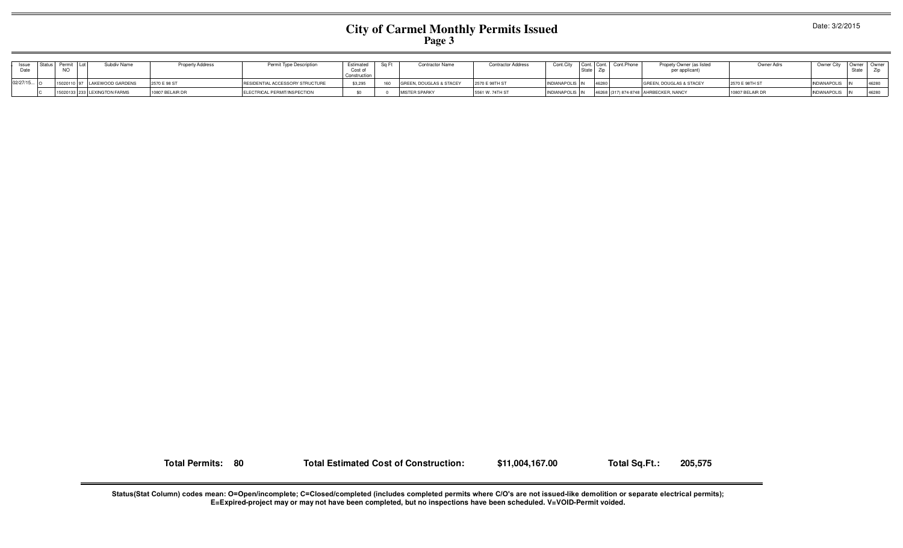# City of Carmel Monthly Permits Issued

**Page 3**

| Issue Date | Status | Permit NO | Lot | Subdiv Name | Property Address | Permit Type Description | Estimated Cost of Construction | Sq Ft | Contractor Name | Contractor Address | Cont.City | Cont. State | Cont. Zip | Cont.Phone | Propety Owner (as listed per applicant) | Owner Adrs | Owner City | Owner State | Owner Zip |
|---|---|---|---|---|---|---|---|---|---|---|---|---|---|---|---|---|---|---|---|
| 02/27/15... | O | 15020110 | 97 | LAKEWOOD GARDENS | 2570 E 98 ST | RESIDENTIAL ACCESSORY STRUCTURE | $3,295 | 160 | GREEN, DOUGLAS & STACEY | 2570 E 98TH ST | INDIANAPOLIS | IN | 46280 | | GREEN, DOUGLAS & STACEY | 2570 E 98TH ST | INDIANAPOLIS | IN | 46280 |
| | C | 15020133 | 233 | LEXINGTON FARMS | 10807 BELAIR DR | ELECTRICAL PERMIT/INSPECTION | $0 | 0 | MISTER SPARKY | 5561 W. 74TH ST | INDIANAPOLIS | IN | 46268 | (317) 874-8748 | AHRBECKER, NANCY | 10807 BELAIR DR | INDIANAPOLIS | IN | 46280 |

**Total Permits: 80** **Total Estimated Cost of Construction: $11,004,167.00** **Total Sq.Ft.: 205,575**

**Status(Stat Column) codes mean: O=Open/incomplete; C=Closed/completed (includes completed permits where C/O's are not issued-like demolition or separate electrical permits); E=Expired-project may or may not have been completed, but no inspections have been scheduled. V=VOID-Permit voided.**